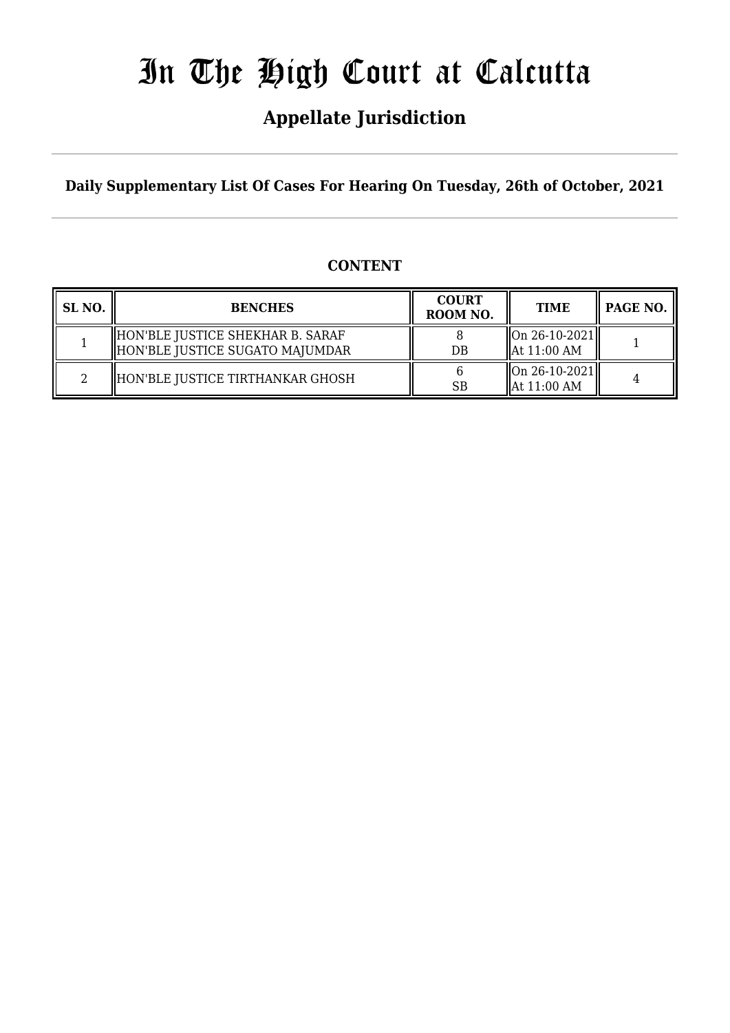# In The High Court at Calcutta

## Appellate Jurisdiction

**Daily Supplementary List Of Cases For Hearing On Tuesday, 26th of October, 2021**

**CONTENT**

| SL NO. | BENCHES | COURT ROOM NO. | TIME | PAGE NO. |
|---|---|---|---|---|
| 1 | HON'BLE JUSTICE SHEKHAR B. SARAF<br>HON'BLE JUSTICE SUGATO MAJUMDAR | 8<br>DB | On 26-10-2021<br>At 11:00 AM | 1 |
| 2 | HON'BLE JUSTICE TIRTHANKAR GHOSH | 6<br>SB | On 26-10-2021<br>At 11:00 AM | 4 |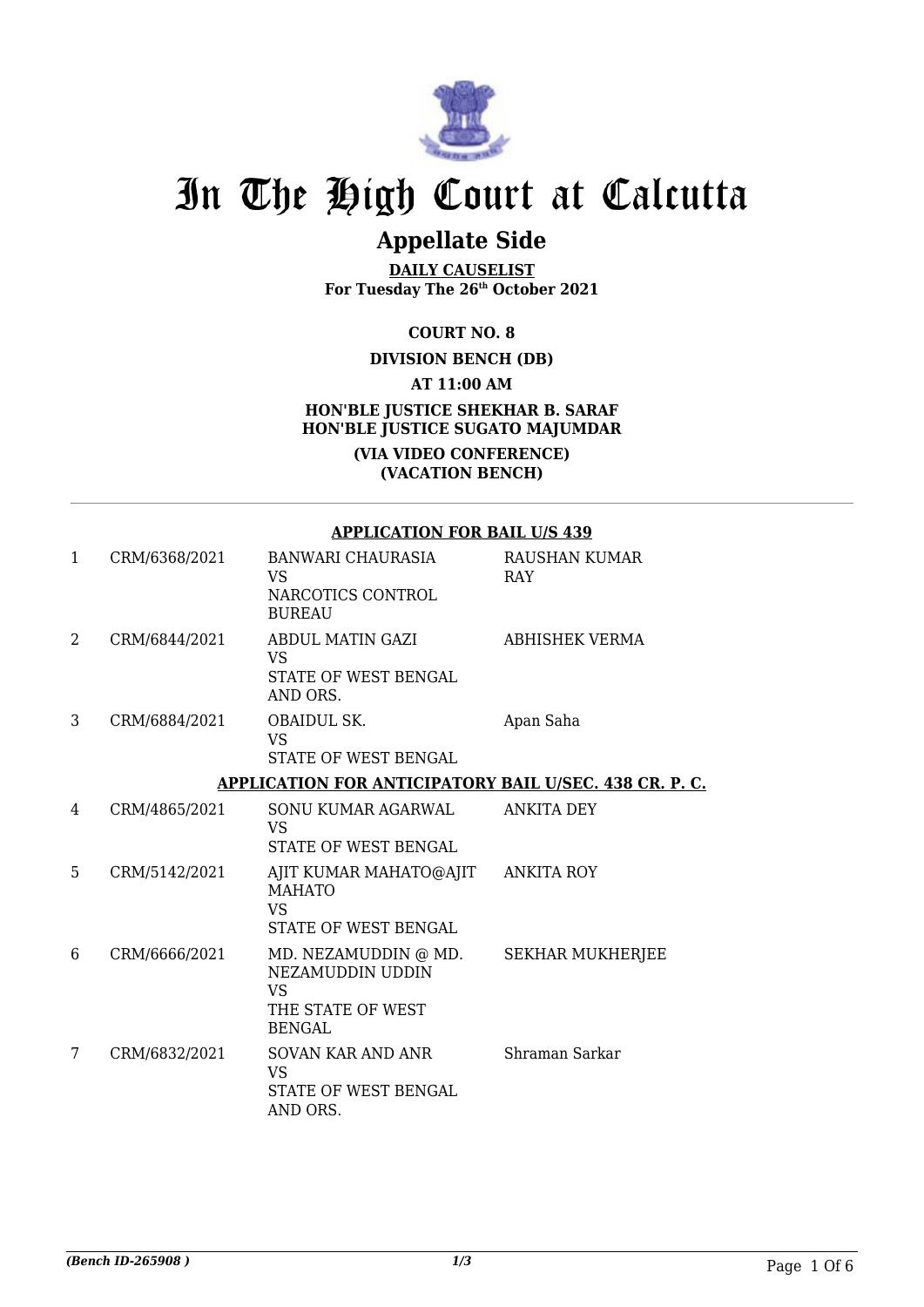# In The High Court at Calcutta

## Appellate Side

**DAILY CAUSELIST**
**For Tuesday The 26th October 2021**

**COURT NO. 8**

**DIVISION BENCH (DB)**

**AT 11:00 AM**

**HON'BLE JUSTICE SHEKHAR B. SARAF**
**HON'BLE JUSTICE SUGATO MAJUMDAR**

**(VIA VIDEO CONFERENCE)**
**(VACATION BENCH)**

**APPLICATION FOR BAIL U/S 439**

| | | | |
|---|---|---|---|
| 1 | CRM/6368/2021 | BANWARI CHAURASIA VS NARCOTICS CONTROL BUREAU | RAUSHAN KUMAR RAY |
| 2 | CRM/6844/2021 | ABDUL MATIN GAZI VS STATE OF WEST BENGAL AND ORS. | ABHISHEK VERMA |
| 3 | CRM/6884/2021 | OBAIDUL SK. VS STATE OF WEST BENGAL | Apan Saha |

**APPLICATION FOR ANTICIPATORY BAIL U/SEC. 438 CR. P. C.**

| | | | |
|---|---|---|---|
| 4 | CRM/4865/2021 | SONU KUMAR AGARWAL VS STATE OF WEST BENGAL | ANKITA DEY |
| 5 | CRM/5142/2021 | AJIT KUMAR MAHATO@AJIT MAHATO VS STATE OF WEST BENGAL | ANKITA ROY |
| 6 | CRM/6666/2021 | MD. NEZAMUDDIN @ MD. NEZAMUDDIN UDDIN VS THE STATE OF WEST BENGAL | SEKHAR MUKHERJEE |
| 7 | CRM/6832/2021 | SOVAN KAR AND ANR VS STATE OF WEST BENGAL AND ORS. | Shraman Sarkar |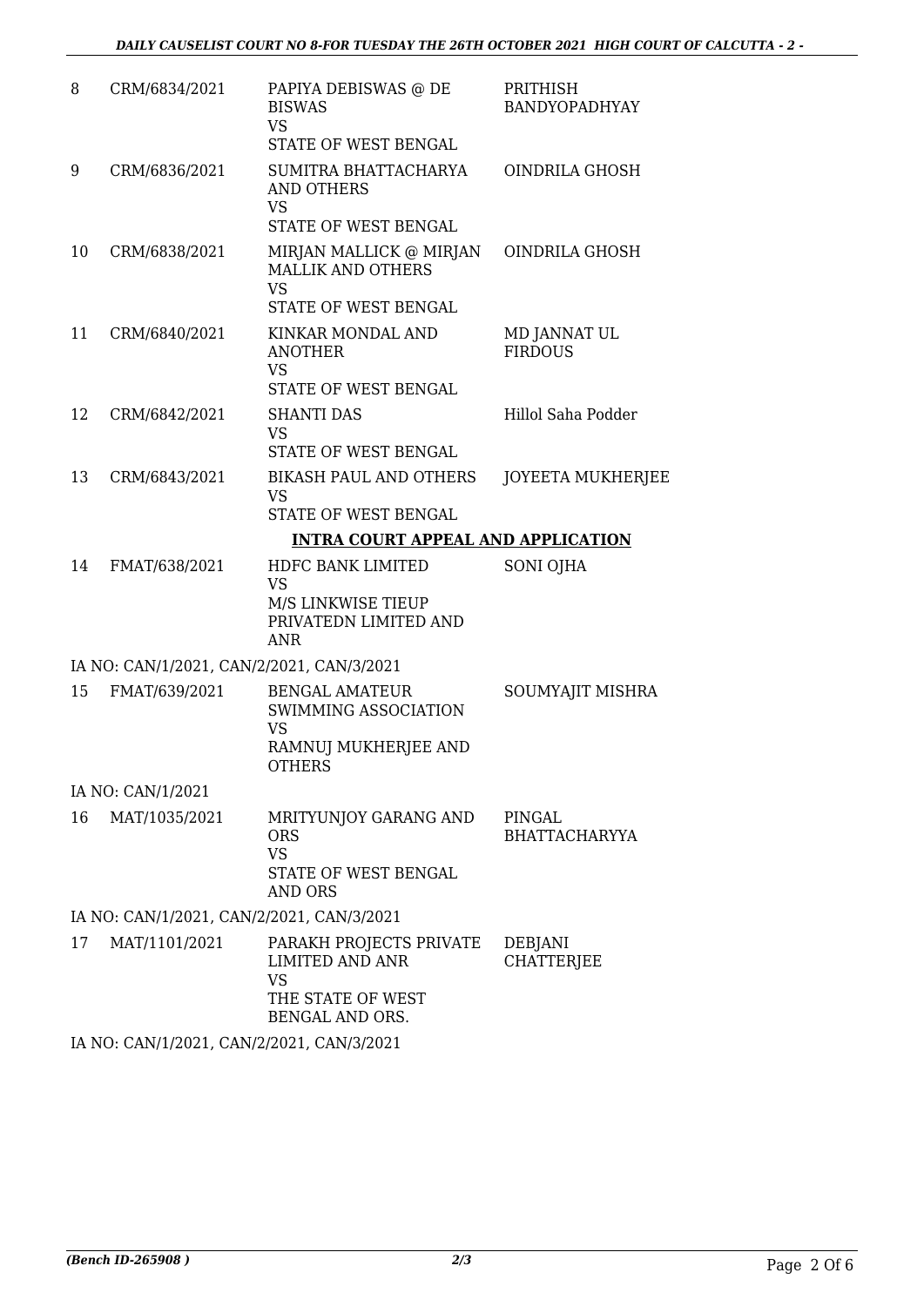| | | | |
|---|---|---|---|
| 8 | CRM/6834/2021 | PAPIYA DEBISWAS @ DE BISWAS<br>VS<br>STATE OF WEST BENGAL | PRITHISH BANDYOPADHYAY |
| 9 | CRM/6836/2021 | SUMITRA BHATTACHARYA AND OTHERS<br>VS<br>STATE OF WEST BENGAL | OINDRILA GHOSH |
| 10 | CRM/6838/2021 | MIRJAN MALLICK @ MIRJAN MALLIK AND OTHERS<br>VS<br>STATE OF WEST BENGAL | OINDRILA GHOSH |
| 11 | CRM/6840/2021 | KINKAR MONDAL AND ANOTHER<br>VS<br>STATE OF WEST BENGAL | MD JANNAT UL FIRDOUS |
| 12 | CRM/6842/2021 | SHANTI DAS<br>VS<br>STATE OF WEST BENGAL | Hillol Saha Podder |
| 13 | CRM/6843/2021 | BIKASH PAUL AND OTHERS<br>VS<br>STATE OF WEST BENGAL | JOYEETA MUKHERJEE |

## INTRA COURT APPEAL AND APPLICATION

| | | | |
|---|---|---|---|
| 14 | FMAT/638/2021 | HDFC BANK LIMITED<br>VS<br>M/S LINKWISE TIEUP PRIVATEDN LIMITED AND ANR | SONI OJHA |

IA NO: CAN/1/2021, CAN/2/2021, CAN/3/2021

| | | | |
|---|---|---|---|
| 15 | FMAT/639/2021 | BENGAL AMATEUR SWIMMING ASSOCIATION<br>VS<br>RAMNUJ MUKHERJEE AND OTHERS | SOUMYAJIT MISHRA |

IA NO: CAN/1/2021

| | | | |
|---|---|---|---|
| 16 | MAT/1035/2021 | MRITYUNJOY GARANG AND ORS<br>VS<br>STATE OF WEST BENGAL AND ORS | PINGAL BHATTACHARYYA |

IA NO: CAN/1/2021, CAN/2/2021, CAN/3/2021

| | | | |
|---|---|---|---|
| 17 | MAT/1101/2021 | PARAKH PROJECTS PRIVATE LIMITED AND ANR<br>VS<br>THE STATE OF WEST BENGAL AND ORS. | DEBJANI CHATTERJEE |

IA NO: CAN/1/2021, CAN/2/2021, CAN/3/2021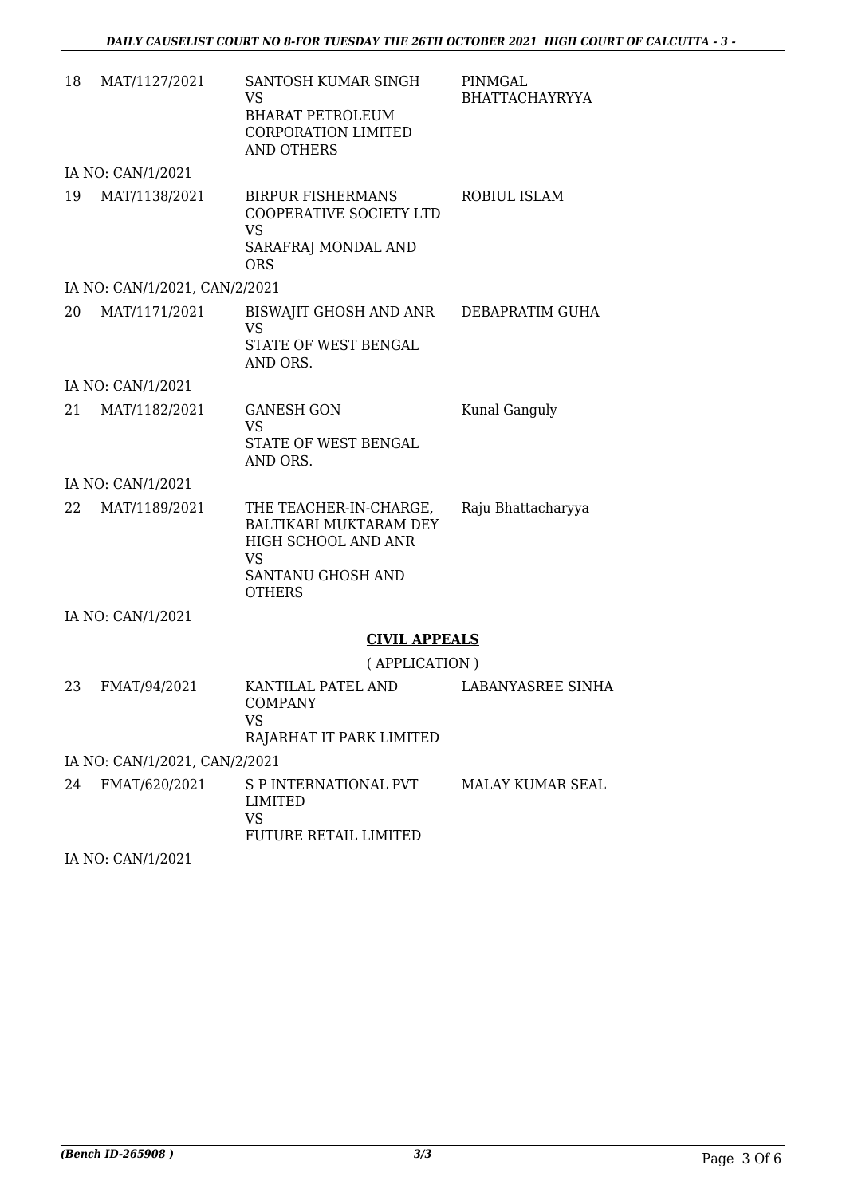| | | | |
|---|---|---|---|
| 18 | MAT/1127/2021 | SANTOSH KUMAR SINGH<br>VS<br>BHARAT PETROLEUM CORPORATION LIMITED AND OTHERS | PINMGAL BHATTACHAYRYYA |
| | IA NO: CAN/1/2021 | | |
| 19 | MAT/1138/2021 | BIRPUR FISHERMANS COOPERATIVE SOCIETY LTD<br>VS<br>SARAFRAJ MONDAL AND ORS | ROBIUL ISLAM |
| | IA NO: CAN/1/2021, CAN/2/2021 | | |
| 20 | MAT/1171/2021 | BISWAJIT GHOSH AND ANR<br>VS<br>STATE OF WEST BENGAL AND ORS. | DEBAPRATIM GUHA |
| | IA NO: CAN/1/2021 | | |
| 21 | MAT/1182/2021 | GANESH GON<br>VS<br>STATE OF WEST BENGAL AND ORS. | Kunal Ganguly |
| | IA NO: CAN/1/2021 | | |
| 22 | MAT/1189/2021 | THE TEACHER-IN-CHARGE, BALTIKARI MUKTARAM DEY HIGH SCHOOL AND ANR<br>VS<br>SANTANU GHOSH AND OTHERS | Raju Bhattacharyya |
| | IA NO: CAN/1/2021 | | |

## CIVIL APPEALS

( APPLICATION )

| | | | |
|---|---|---|---|
| 23 | FMAT/94/2021 | KANTILAL PATEL AND COMPANY<br>VS<br>RAJARHAT IT PARK LIMITED | LABANYASREE SINHA |
| | IA NO: CAN/1/2021, CAN/2/2021 | | |
| 24 | FMAT/620/2021 | S P INTERNATIONAL PVT LIMITED<br>VS<br>FUTURE RETAIL LIMITED | MALAY KUMAR SEAL |
| | IA NO: CAN/1/2021 | | |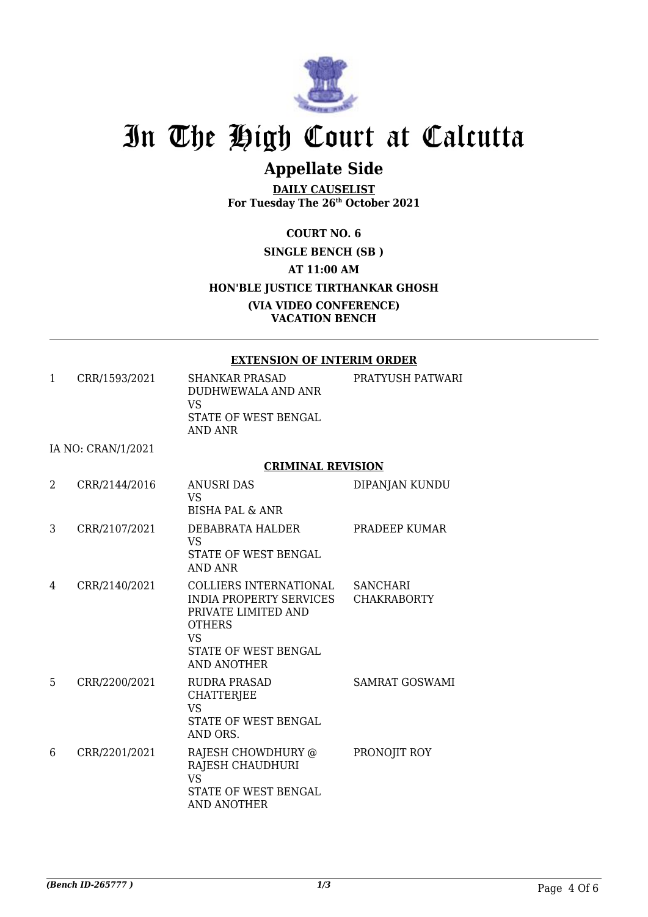# In The High Court at Calcutta

## Appellate Side

**DAILY CAUSELIST**
**For Tuesday The 26th October 2021**

**COURT NO. 6**

**SINGLE BENCH (SB )**

**AT 11:00 AM**

**HON'BLE JUSTICE TIRTHANKAR GHOSH**

**(VIA VIDEO CONFERENCE)**
**VACATION BENCH**

**EXTENSION OF INTERIM ORDER**

| | | | |
|---|---|---|---|
| 1 | CRR/1593/2021 | SHANKAR PRASAD DUDHWEWALA AND ANR VS STATE OF WEST BENGAL AND ANR | PRATYUSH PATWARI |

IA NO: CRAN/1/2021

**CRIMINAL REVISION**

| | | | |
|---|---|---|---|
| 2 | CRR/2144/2016 | ANUSRI DAS VS BISHA PAL & ANR | DIPANJAN KUNDU |
| 3 | CRR/2107/2021 | DEBABRATA HALDER VS STATE OF WEST BENGAL AND ANR | PRADEEP KUMAR |
| 4 | CRR/2140/2021 | COLLIERS INTERNATIONAL INDIA PROPERTY SERVICES PRIVATE LIMITED AND OTHERS VS STATE OF WEST BENGAL AND ANOTHER | SANCHARI CHAKRABORTY |
| 5 | CRR/2200/2021 | RUDRA PRASAD CHATTERJEE VS STATE OF WEST BENGAL AND ORS. | SAMRAT GOSWAMI |
| 6 | CRR/2201/2021 | RAJESH CHOWDHURY @ RAJESH CHAUDHURI VS STATE OF WEST BENGAL AND ANOTHER | PRONOJIT ROY |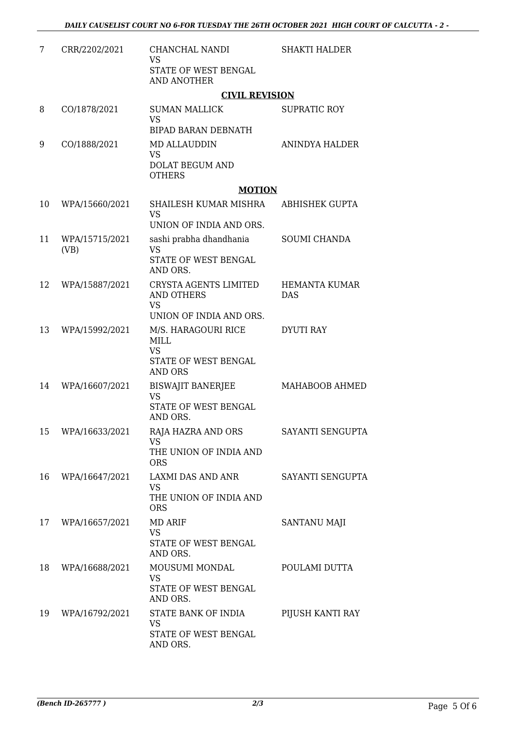| | | | |
|---|---|---|---|
| 7 | CRR/2202/2021 | CHANCHAL NANDI<br>VS<br>STATE OF WEST BENGAL AND ANOTHER | SHAKTI HALDER |

**CIVIL REVISION**

| | | | |
|---|---|---|---|
| 8 | CO/1878/2021 | SUMAN MALLICK<br>VS<br>BIPAD BARAN DEBNATH | SUPRATIC ROY |
| 9 | CO/1888/2021 | MD ALLAUDDIN<br>VS<br>DOLAT BEGUM AND OTHERS | ANINDYA HALDER |

**MOTION**

| | | | |
|---|---|---|---|
| 10 | WPA/15660/2021 | SHAILESH KUMAR MISHRA<br>VS<br>UNION OF INDIA AND ORS. | ABHISHEK GUPTA |
| 11 | WPA/15715/2021 (VB) | sashi prabha dhandhania<br>VS<br>STATE OF WEST BENGAL AND ORS. | SOUMI CHANDA |
| 12 | WPA/15887/2021 | CRYSTA AGENTS LIMITED AND OTHERS<br>VS<br>UNION OF INDIA AND ORS. | HEMANTA KUMAR DAS |
| 13 | WPA/15992/2021 | M/S. HARAGOURI RICE MILL<br>VS<br>STATE OF WEST BENGAL AND ORS | DYUTI RAY |
| 14 | WPA/16607/2021 | BISWAJIT BANERJEE<br>VS<br>STATE OF WEST BENGAL AND ORS. | MAHABOOB AHMED |
| 15 | WPA/16633/2021 | RAJA HAZRA AND ORS<br>VS<br>THE UNION OF INDIA AND ORS | SAYANTI SENGUPTA |
| 16 | WPA/16647/2021 | LAXMI DAS AND ANR<br>VS<br>THE UNION OF INDIA AND ORS | SAYANTI SENGUPTA |
| 17 | WPA/16657/2021 | MD ARIF<br>VS<br>STATE OF WEST BENGAL AND ORS. | SANTANU MAJI |
| 18 | WPA/16688/2021 | MOUSUMI MONDAL<br>VS<br>STATE OF WEST BENGAL AND ORS. | POULAMI DUTTA |
| 19 | WPA/16792/2021 | STATE BANK OF INDIA<br>VS<br>STATE OF WEST BENGAL AND ORS. | PIJUSH KANTI RAY |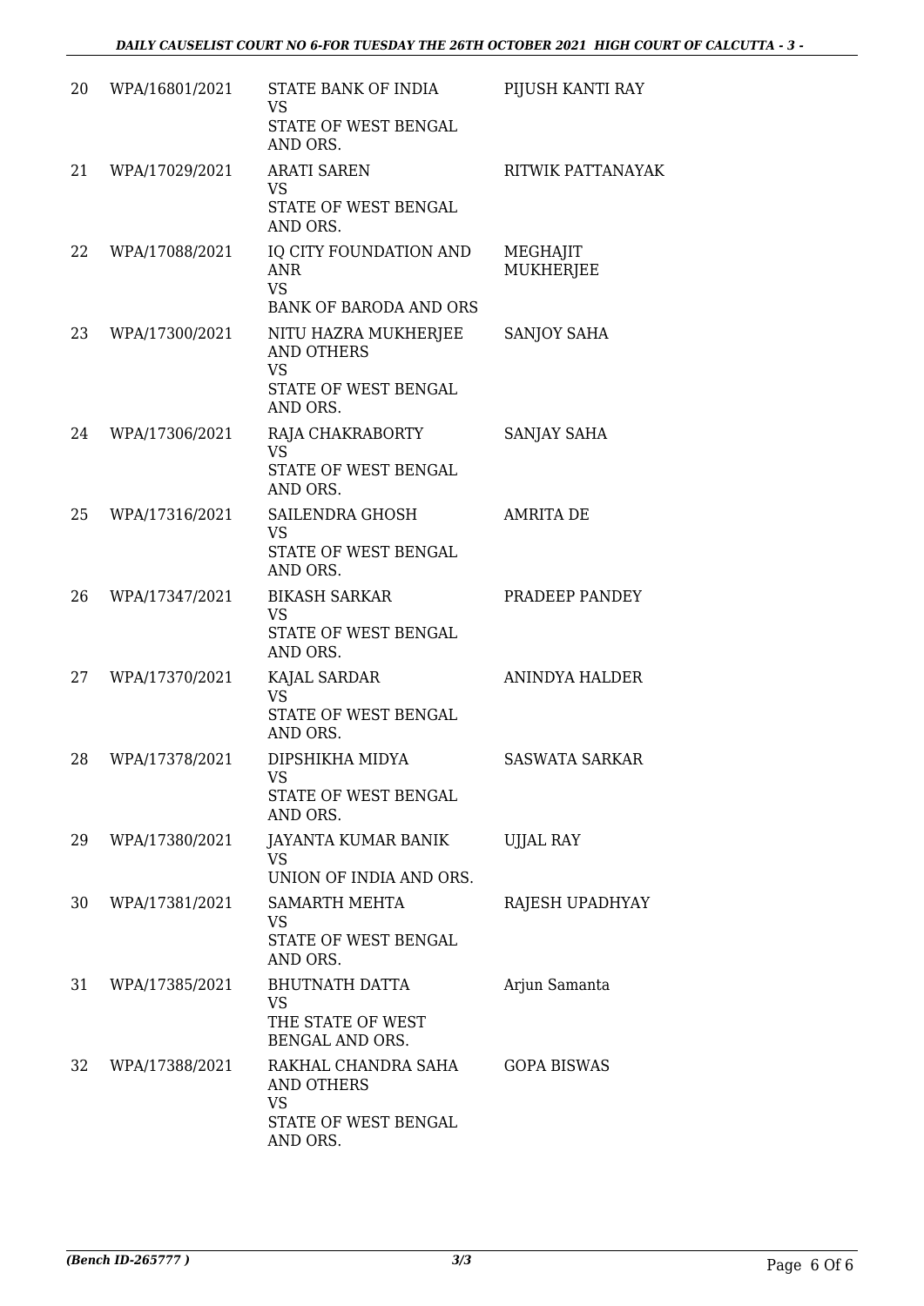| | | | |
|---|---|---|---|
| 20 | WPA/16801/2021 | STATE BANK OF INDIA<br>VS<br>STATE OF WEST BENGAL AND ORS. | PIJUSH KANTI RAY |
| 21 | WPA/17029/2021 | ARATI SAREN<br>VS<br>STATE OF WEST BENGAL AND ORS. | RITWIK PATTANAYAK |
| 22 | WPA/17088/2021 | IQ CITY FOUNDATION AND ANR<br>VS<br>BANK OF BARODA AND ORS | MEGHAJIT MUKHERJEE |
| 23 | WPA/17300/2021 | NITU HAZRA MUKHERJEE AND OTHERS<br>VS<br>STATE OF WEST BENGAL AND ORS. | SANJOY SAHA |
| 24 | WPA/17306/2021 | RAJA CHAKRABORTY<br>VS<br>STATE OF WEST BENGAL AND ORS. | SANJAY SAHA |
| 25 | WPA/17316/2021 | SAILENDRA GHOSH<br>VS<br>STATE OF WEST BENGAL AND ORS. | AMRITA DE |
| 26 | WPA/17347/2021 | BIKASH SARKAR<br>VS<br>STATE OF WEST BENGAL AND ORS. | PRADEEP PANDEY |
| 27 | WPA/17370/2021 | KAJAL SARDAR<br>VS<br>STATE OF WEST BENGAL AND ORS. | ANINDYA HALDER |
| 28 | WPA/17378/2021 | DIPSHIKHA MIDYA<br>VS<br>STATE OF WEST BENGAL AND ORS. | SASWATA SARKAR |
| 29 | WPA/17380/2021 | JAYANTA KUMAR BANIK<br>VS<br>UNION OF INDIA AND ORS. | UJJAL RAY |
| 30 | WPA/17381/2021 | SAMARTH MEHTA<br>VS<br>STATE OF WEST BENGAL AND ORS. | RAJESH UPADHYAY |
| 31 | WPA/17385/2021 | BHUTNATH DATTA<br>VS<br>THE STATE OF WEST BENGAL AND ORS. | Arjun Samanta |
| 32 | WPA/17388/2021 | RAKHAL CHANDRA SAHA AND OTHERS<br>VS<br>STATE OF WEST BENGAL AND ORS. | GOPA BISWAS |

*(Bench ID-265777 )* 3/3